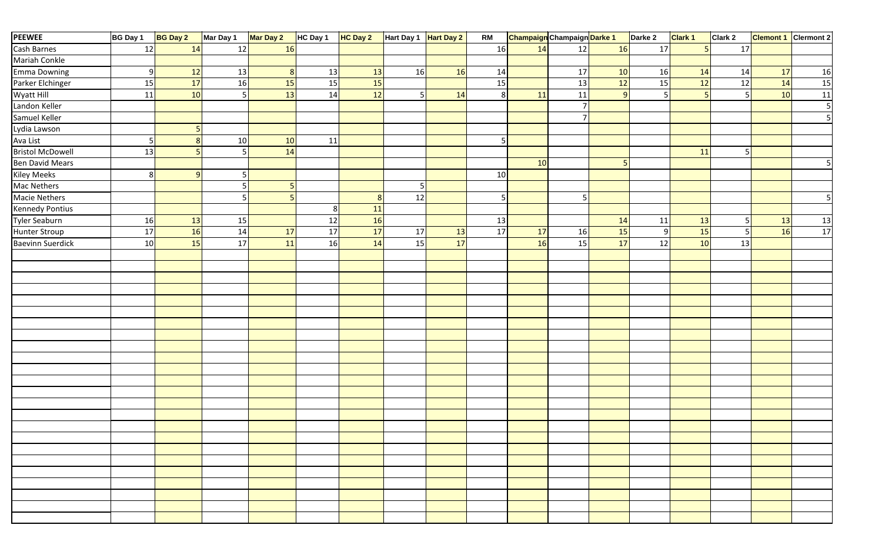| PEEWEE | BG Day 1 | BG Day 2 | Mar Day 1 | Mar Day 2 | HC Day 1 | HC Day 2 | Hart Day 1 | Hart Day 2 | RM | Champaign | Champaign | Darke 1 | Darke 2 | Clark 1 | Clark 2 | Clermont 1 | Clermont 2 |
|---|---|---|---|---|---|---|---|---|---|---|---|---|---|---|---|---|---|
| Cash Barnes | 12 | 14 | 12 | 16 | | | | | 16 | 14 | 12 | 16 | 17 | 5 | 17 | | |
| Mariah Conkle | | | | | | | | | | | | | | | | | |
| Emma Downing | 9 | 12 | 13 | 8 | 13 | 13 | 16 | 16 | 14 | | 17 | 10 | 16 | 14 | 14 | 17 | 16 |
| Parker Elchinger | 15 | 17 | 16 | 15 | 15 | 15 | | | 15 | | 13 | 12 | 15 | 12 | 12 | 14 | 15 |
| Wyatt Hill | 11 | 10 | 5 | 13 | 14 | 12 | 5 | 14 | 8 | 11 | 11 | 9 | 5 | 5 | 5 | 10 | 11 |
| Landon Keller | | | | | | | | | | | 7 | | | | | | 5 |
| Samuel Keller | | | | | | | | | | | 7 | | | | | | 5 |
| Lydia Lawson | | 5 | | | | | | | | | | | | | | | |
| Ava List | 5 | 8 | 10 | 10 | 11 | | | | 5 | | | | | | | | |
| Bristol McDowell | 13 | 5 | 5 | 14 | | | | | | | | | | 11 | 5 | | |
| Ben David Mears | | | | | | | | | | 10 | | 5 | | | | | 5 |
| Kiley Meeks | 8 | 9 | 5 | | | | | | 10 | | | | | | | | |
| Mac Nethers | | | 5 | 5 | | | 5 | | | | | | | | | | |
| Macie Nethers | | | 5 | 5 | | 8 | 12 | | 5 | | 5 | | | | | | 5 |
| Kennedy Pontius | | | | | 8 | 11 | | | | | | | | | | | |
| Tyler Seaburn | 16 | 13 | 15 | | 12 | 16 | | | 13 | | | 14 | 11 | 13 | 5 | 13 | 13 |
| Hunter Stroup | 17 | 16 | 14 | 17 | 17 | 17 | 17 | 13 | 17 | 17 | 16 | 15 | 9 | 15 | 5 | 16 | 17 |
| Baevinn Suerdick | 10 | 15 | 17 | 11 | 16 | 14 | 15 | 17 | | 16 | 15 | 17 | 12 | 10 | 13 | | |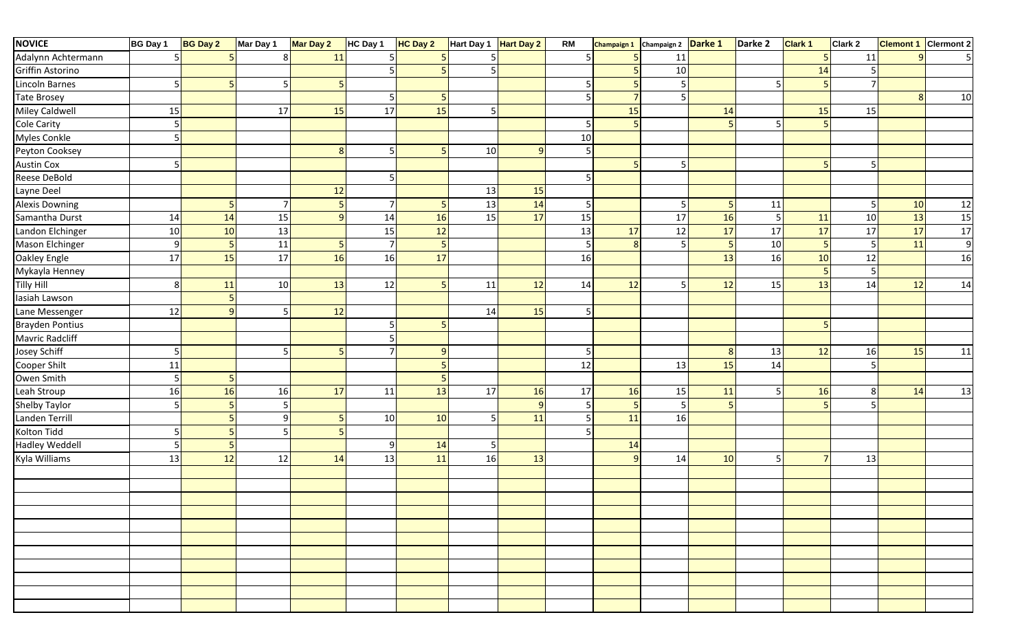| NOVICE | BG Day 1 | BG Day 2 | Mar Day 1 | Mar Day 2 | HC Day 1 | HC Day 2 | Hart Day 1 | Hart Day 2 | RM | Champaign 1 | Champaign 2 | Darke 1 | Darke 2 | Clark 1 | Clark 2 | Clemont 1 | Clermont 2 |
|---|---|---|---|---|---|---|---|---|---|---|---|---|---|---|---|---|---|
| Adalynn Achtermann | 5 | 5 | 8 | 11 | 5 | 5 | 5 | | 5 | 5 | 11 | | | 5 | 11 | 9 | 5 |
| Griffin Astorino | | | | | 5 | 5 | 5 | | | 5 | 10 | | | 14 | 5 | | |
| Lincoln Barnes | 5 | 5 | 5 | 5 | | | | | 5 | 5 | 5 | | 5 | 5 | 7 | | |
| Tate Brosey | | | | | 5 | 5 | | | 5 | 7 | 5 | | | | | 8 | 10 |
| Miley Caldwell | 15 | | 17 | 15 | 17 | 15 | 5 | | | 15 | | 14 | | 15 | 15 | | |
| Cole Carity | 5 | | | | | | | | 5 | 5 | | 5 | 5 | 5 | | | |
| Myles Conkle | 5 | | | | | | | | 10 | | | | | | | | |
| Peyton Cooksey | | | | 8 | 5 | 5 | 10 | 9 | 5 | | | | | | | | |
| Austin Cox | 5 | | | | | | | | | 5 | 5 | | | 5 | 5 | | |
| Reese DeBold | | | | | 5 | | | | 5 | | | | | | | | |
| Layne Deel | | | | 12 | | | 13 | 15 | | | | | | | | | |
| Alexis Downing | | 5 | 7 | 5 | 7 | 5 | 13 | 14 | 5 | | 5 | 5 | 11 | | 5 | 10 | 12 |
| Samantha Durst | 14 | 14 | 15 | 9 | 14 | 16 | 15 | 17 | 15 | | 17 | 16 | 5 | 11 | 10 | 13 | 15 |
| Landon Elchinger | 10 | 10 | 13 | | 15 | 12 | | | 13 | 17 | 12 | 17 | 17 | 17 | 17 | 17 | 17 |
| Mason Elchinger | 9 | 5 | 11 | 5 | 7 | 5 | | | 5 | 8 | 5 | 5 | 10 | 5 | 5 | 11 | 9 |
| Oakley Engle | 17 | 15 | 17 | 16 | 16 | 17 | | | 16 | | | 13 | 16 | 10 | 12 | | 16 |
| Mykayla Henney | | | | | | | | | | | | | | 5 | 5 | | |
| Tilly Hill | 8 | 11 | 10 | 13 | 12 | 5 | 11 | 12 | 14 | 12 | 5 | 12 | 15 | 13 | 14 | 12 | 14 |
| Iasiah Lawson | | 5 | | | | | | | | | | | | | | | |
| Lane Messenger | 12 | 9 | 5 | 12 | | | 14 | 15 | 5 | | | | | | | | |
| Brayden Pontius | | | | | 5 | 5 | | | | | | | | 5 | | | |
| Mavric Radcliff | | | | | 5 | | | | | | | | | | | | |
| Josey Schiff | 5 | | 5 | 5 | 7 | 9 | | | 5 | | | 8 | 13 | 12 | 16 | 15 | 11 |
| Cooper Shilt | 11 | | | | | 5 | | | 12 | | 13 | 15 | 14 | | 5 | | |
| Owen Smith | 5 | 5 | | | | 5 | | | | | | | | | | | |
| Leah Stroup | 16 | 16 | 16 | 17 | 11 | 13 | 17 | 16 | 17 | 16 | 15 | 11 | 5 | 16 | 8 | 14 | 13 |
| Shelby Taylor | 5 | 5 | 5 | | | | | 9 | 5 | 5 | 5 | 5 | | 5 | 5 | | |
| Landen Terrill | | 5 | 9 | 5 | 10 | 10 | 5 | 11 | 5 | 11 | 16 | | | | | | |
| Kolton Tidd | 5 | 5 | 5 | 5 | | | | | 5 | | | | | | | | |
| Hadley Weddell | 5 | 5 | | | 9 | 14 | 5 | | | 14 | | | | | | | |
| Kyla Williams | 13 | 12 | 12 | 14 | 13 | 11 | 16 | 13 | | 9 | 14 | 10 | 5 | 7 | 13 | | |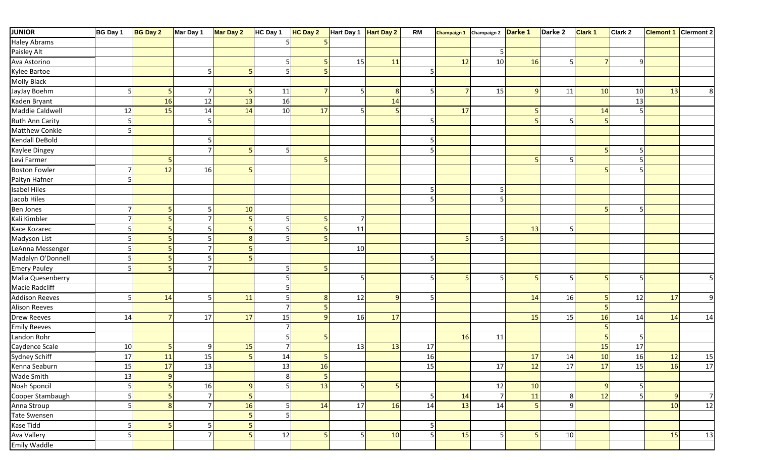| JUNIOR | BG Day 1 | BG Day 2 | Mar Day 1 | Mar Day 2 | HC Day 1 | HC Day 2 | Hart Day 1 | Hart Day 2 | RM | Champaign 1 | Champaign 2 | Darke 1 | Darke 2 | Clark 1 | Clark 2 | Clemont 1 | Clermont 2 |
|---|---|---|---|---|---|---|---|---|---|---|---|---|---|---|---|---|---|
| Haley Abrams | | | | | 5 | 5 | | | | | | | | | | | |
| Paisley Alt | | | | | | | | | | | 5 | | | | | | |
| Ava Astorino | | | | | 5 | 5 | 15 | 11 | | 12 | 10 | 16 | 5 | 7 | 9 | | |
| Kylee Bartoe | | | 5 | 5 | 5 | 5 | | | 5 | | | | | | | | |
| Molly Black | | | | | | | | | | | | | | | | | |
| JayJay Boehm | 5 | 5 | 7 | 5 | 11 | 7 | 5 | 8 | 5 | 7 | 15 | 9 | 11 | 10 | 10 | 13 | 8 |
| Kaden Bryant | | 16 | 12 | 13 | 16 | | | 14 | | | | | | | 13 | | |
| Maddie Caldwell | 12 | 15 | 14 | 14 | 10 | 17 | 5 | 5 | | 17 | | 5 | | 14 | 5 | | |
| Ruth Ann Carity | 5 | | 5 | | | | | | 5 | | | 5 | 5 | 5 | | | |
| Matthew Conkle | 5 | | | | | | | | | | | | | | | | |
| Kendall DeBold | | | 5 | | | | | | 5 | | | | | | | | |
| Kaylee Dingey | | | 7 | 5 | 5 | | | | 5 | | | | | 5 | 5 | | |
| Levi Farmer | | 5 | | | | 5 | | | | | | 5 | 5 | | 5 | | |
| Boston Fowler | 7 | 12 | 16 | 5 | | | | | | | | | | 5 | 5 | | |
| Paityn Hafner | 5 | | | | | | | | | | | | | | | | |
| Isabel Hiles | | | | | | | | | 5 | | 5 | | | | | | |
| Jacob Hiles | | | | | | | | | 5 | | 5 | | | | | | |
| Ben Jones | 7 | 5 | 5 | 10 | | | | | | | | | | 5 | 5 | | |
| Kali Kimbler | 7 | 5 | 7 | 5 | 5 | 5 | 7 | | | | | | | | | | |
| Kace Kozarec | 5 | 5 | 5 | 5 | 5 | 5 | 11 | | | | | 13 | 5 | | | | |
| Madyson List | 5 | 5 | 5 | 8 | 5 | 5 | | | | 5 | 5 | | | | | | |
| LeAnna Messenger | 5 | 5 | 7 | 5 | | | 10 | | | | | | | | | | |
| Madalyn O'Donnell | 5 | 5 | 5 | 5 | | | | | 5 | | | | | | | | |
| Emery Pauley | 5 | 5 | 7 | | 5 | 5 | | | | | | | | | | | |
| Malia Quesenberry | | | | | 5 | | 5 | | 5 | 5 | 5 | 5 | 5 | 5 | 5 | | 5 |
| Macie Radcliff | | | | | 5 | | | | | | | | | | | | |
| Addison Reeves | 5 | 14 | 5 | 11 | 5 | 8 | 12 | 9 | 5 | | | 14 | 16 | 5 | 12 | 17 | 9 |
| Alison Reeves | | | | | 7 | 5 | | | | | | | | 5 | | | |
| Drew Reeves | 14 | 7 | 17 | 17 | 15 | 9 | 16 | 17 | | | | 15 | 15 | 16 | 14 | 14 | 14 |
| Emily Reeves | | | | | 7 | | | | | | | | | 5 | | | |
| Landon Rohr | | | | | 5 | 5 | | | | 16 | 11 | | | 5 | 5 | | |
| Caydence Scale | 10 | 5 | 9 | 15 | 7 | | 13 | 13 | 17 | | | | | 15 | 17 | | |
| Sydney Schiff | 17 | 11 | 15 | 5 | 14 | 5 | | | 16 | | | 17 | 14 | 10 | 16 | 12 | 15 |
| Kenna Seaburn | 15 | 17 | 13 | | 13 | 16 | | | 15 | | 17 | 12 | 17 | 17 | 15 | 16 | 17 |
| Wade Smith | 13 | 9 | | | 8 | 5 | | | | | | | | | | | |
| Noah Sponcil | 5 | 5 | 16 | 9 | 5 | 13 | 5 | 5 | | | 12 | 10 | | 9 | 5 | | |
| Cooper Stambaugh | 5 | 5 | 7 | 5 | | | | | 5 | 14 | 7 | 11 | 8 | 12 | 5 | 9 | 7 |
| Anna Stroup | 5 | 8 | 7 | 16 | 5 | 14 | 17 | 16 | 14 | 13 | 14 | 5 | 9 | | | 10 | 12 |
| Tate Swensen | | | | 5 | 5 | | | | | | | | | | | | |
| Kase Tidd | 5 | 5 | 5 | 5 | | | | | 5 | | | | | | | | |
| Ava Vallery | 5 | | 7 | 5 | 12 | 5 | 5 | 10 | 5 | 15 | 5 | 5 | 10 | | | 15 | 13 |
| Emily Waddle | | | | | | | | | | | | | | | | | |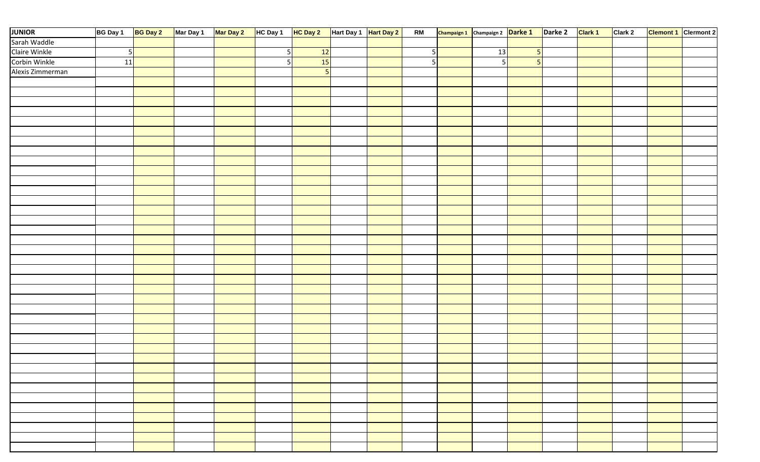| JUNIOR | BG Day 1 | BG Day 2 | Mar Day 1 | Mar Day 2 | HC Day 1 | HC Day 2 | Hart Day 1 | Hart Day 2 | RM | Champaign 1 | Champaign 2 | Darke 1 | Darke 2 | Clark 1 | Clark 2 | Clemont 1 | Clermont 2 |
|---|---|---|---|---|---|---|---|---|---|---|---|---|---|---|---|---|---|
| Sarah Waddle | | | | | | | | | | | | | | | | | |
| Claire Winkle | 5 | | | | 5 | 12 | | | 5 | | 13 | 5 | | | | | |
| Corbin Winkle | 11 | | | | 5 | 15 | | | 5 | | 5 | 5 | | | | | |
| Alexis Zimmerman | | | | | | 5 | | | | | | | | | | | |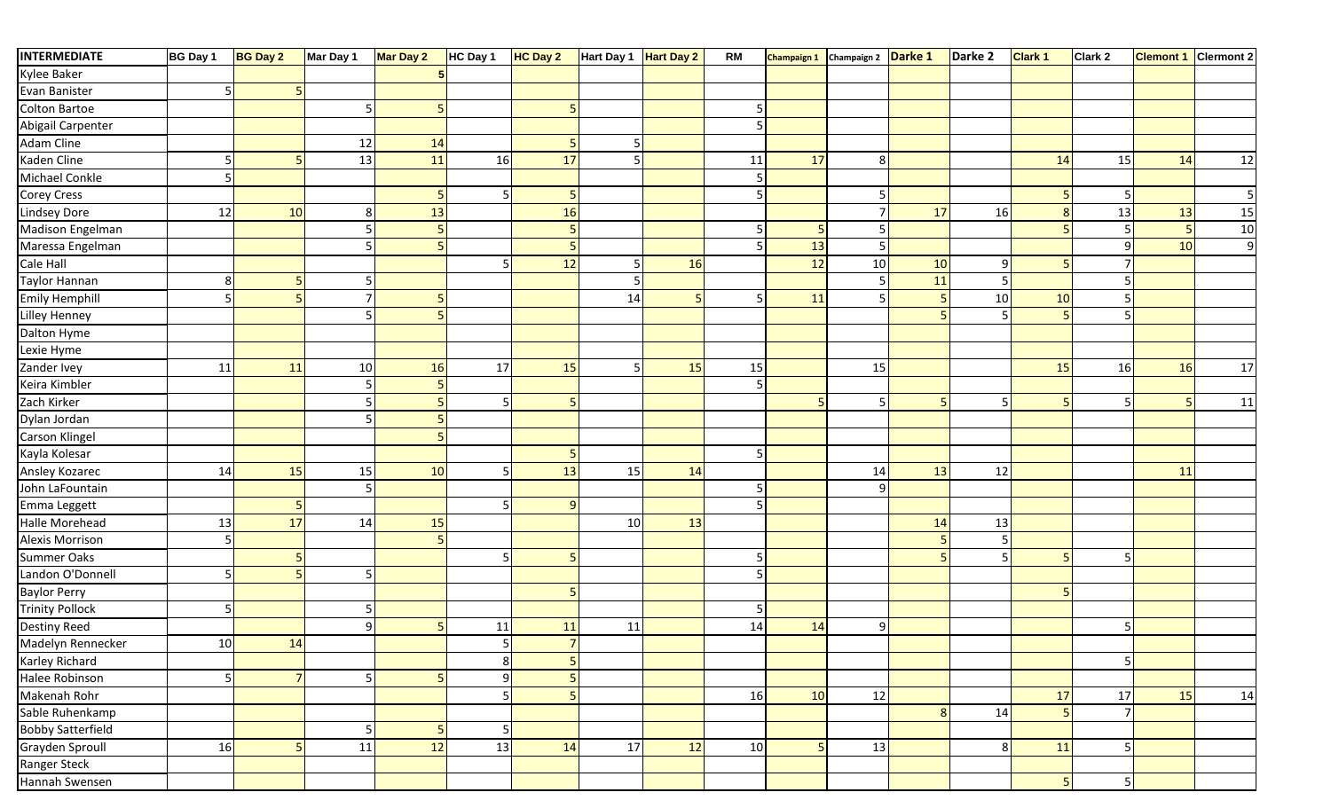| INTERMEDIATE | BG Day 1 | BG Day 2 | Mar Day 1 | Mar Day 2 | HC Day 1 | HC Day 2 | Hart Day 1 | Hart Day 2 | RM | Champaign 1 | Champaign 2 | Darke 1 | Darke 2 | Clark 1 | Clark 2 | Clemont 1 | Clermont 2 |
|---|---|---|---|---|---|---|---|---|---|---|---|---|---|---|---|---|---|
| Kylee Baker | | | | 5 | | | | | | | | | | | | | |
| Evan Banister | 5 | 5 | | | | | | | | | | | | | | | |
| Colton Bartoe | | | 5 | 5 | | 5 | | | 5 | | | | | | | | |
| Abigail Carpenter | | | | | | | | | 5 | | | | | | | | |
| Adam Cline | | | 12 | 14 | | 5 | 5 | | | | | | | | | | |
| Kaden Cline | 5 | 5 | 13 | 11 | 16 | 17 | 5 | | 11 | 17 | 8 | | | 14 | 15 | 14 | 12 |
| Michael Conkle | 5 | | | | | | | | 5 | | | | | | | | |
| Corey Cress | | | | 5 | 5 | 5 | | | 5 | | 5 | | | 5 | 5 | | 5 |
| Lindsey Dore | 12 | 10 | 8 | 13 | | 16 | | | | | 7 | 17 | 16 | 8 | 13 | 13 | 15 |
| Madison Engelman | | | 5 | 5 | | 5 | | | 5 | 5 | 5 | | | 5 | 5 | 5 | 10 |
| Maressa Engelman | | | 5 | 5 | | 5 | | | 5 | 13 | 5 | | | | 9 | 10 | 9 |
| Cale Hall | | | | | 5 | 12 | 5 | 16 | | 12 | 10 | 10 | 9 | 5 | 7 | | |
| Taylor Hannan | 8 | 5 | 5 | | | | 5 | | | | 5 | 11 | 5 | | 5 | | |
| Emily Hemphill | 5 | 5 | 7 | 5 | | | 14 | 5 | 5 | 11 | 5 | 5 | 10 | 10 | 5 | | |
| Lilley Henney | | | 5 | 5 | | | | | | | | 5 | 5 | 5 | 5 | | |
| Dalton Hyme | | | | | | | | | | | | | | | | | |
| Lexie Hyme | | | | | | | | | | | | | | | | | |
| Zander Ivey | 11 | 11 | 10 | 16 | 17 | 15 | 5 | 15 | 15 | | 15 | | | 15 | 16 | 16 | 17 |
| Keira Kimbler | | | 5 | 5 | | | | | 5 | | | | | | | | |
| Zach Kirker | | | 5 | 5 | 5 | 5 | | | | 5 | 5 | 5 | 5 | 5 | 5 | 5 | 11 |
| Dylan Jordan | | | 5 | 5 | | | | | | | | | | | | | |
| Carson Klingel | | | | 5 | | | | | | | | | | | | | |
| Kayla Kolesar | | | | | | 5 | | | 5 | | | | | | | | |
| Ansley Kozarec | 14 | 15 | 15 | 10 | 5 | 13 | 15 | 14 | | | 14 | 13 | 12 | | | 11 | |
| John LaFountain | | | 5 | | | | | | 5 | | 9 | | | | | | |
| Emma Leggett | | 5 | | | 5 | 9 | | | 5 | | | | | | | | |
| Halle Morehead | 13 | 17 | 14 | 15 | | | 10 | 13 | | | | 14 | 13 | | | | |
| Alexis Morrison | 5 | | | 5 | | | | | | | | 5 | 5 | | | | |
| Summer Oaks | | 5 | | | 5 | 5 | | | 5 | | | 5 | 5 | 5 | 5 | | |
| Landon O'Donnell | 5 | 5 | 5 | | | | | | 5 | | | | | | | | |
| Baylor Perry | | | | | | 5 | | | | | | | | 5 | | | |
| Trinity Pollock | 5 | | 5 | | | | | | 5 | | | | | | | | |
| Destiny Reed | | | 9 | 5 | 11 | 11 | 11 | | 14 | 14 | 9 | | | | 5 | | |
| Madelyn Rennecker | 10 | 14 | | | 5 | 7 | | | | | | | | | | | |
| Karley Richard | | | | | 8 | 5 | | | | | | | | | 5 | | |
| Halee Robinson | 5 | 7 | 5 | 5 | 9 | 5 | | | | | | | | | | | |
| Makenah Rohr | | | | | 5 | 5 | | | 16 | 10 | 12 | | | 17 | 17 | 15 | 14 |
| Sable Ruhenkamp | | | | | | | | | | | | 8 | 14 | 5 | 7 | | |
| Bobby Satterfield | | | 5 | 5 | 5 | | | | | | | | | | | | |
| Grayden Sproull | 16 | 5 | 11 | 12 | 13 | 14 | 17 | 12 | 10 | 5 | 13 | | 8 | 11 | 5 | | |
| Ranger Steck | | | | | | | | | | | | | | | | | |
| Hannah Swensen | | | | | | | | | | | | | | 5 | 5 | | |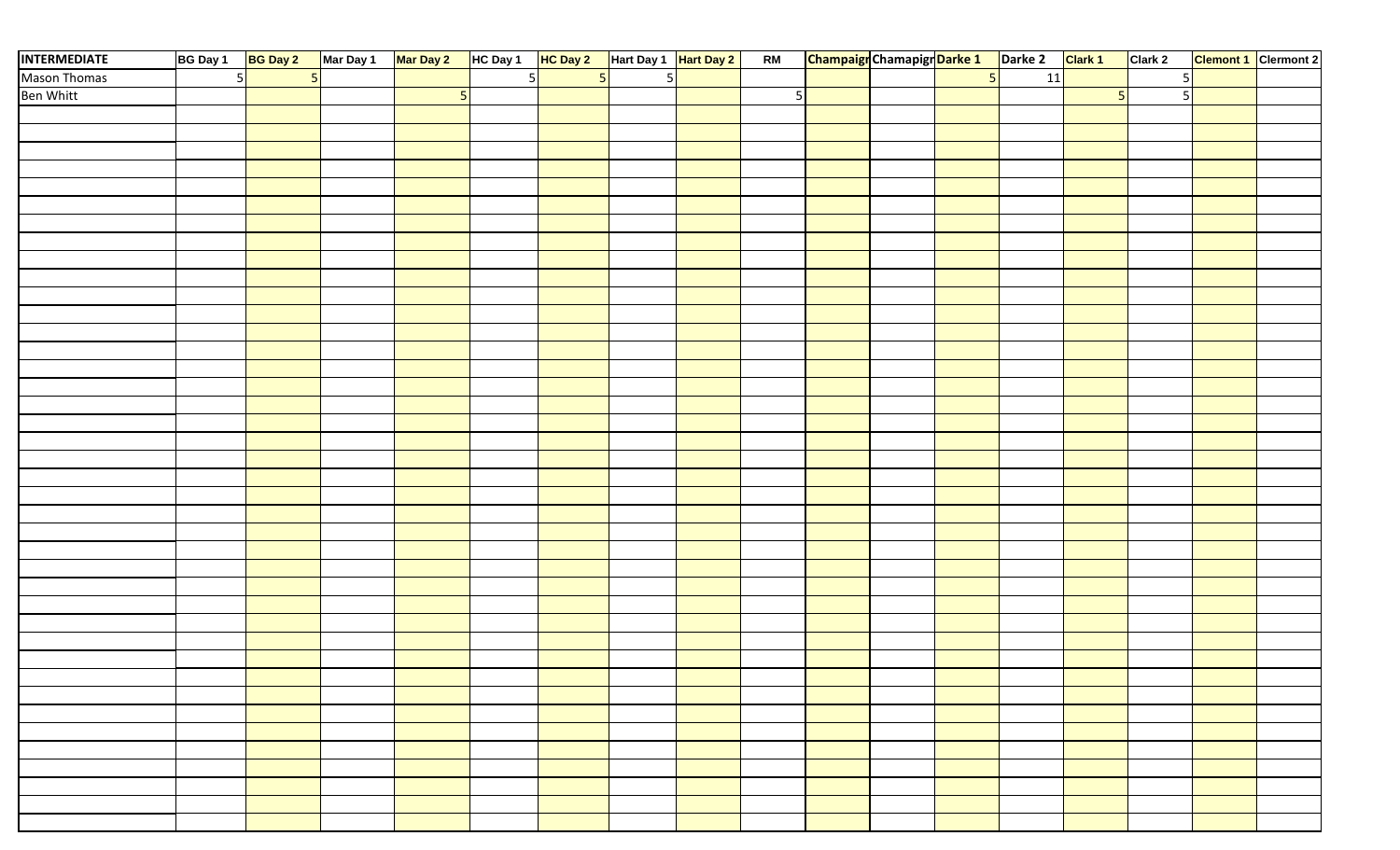| INTERMEDIATE | BG Day 1 | BG Day 2 | Mar Day 1 | Mar Day 2 | HC Day 1 | HC Day 2 | Hart Day 1 | Hart Day 2 | RM | Champaigr | Chamapigr | Darke 1 | Darke 2 | Clark 1 | Clark 2 | Clermont 1 | Clermont 2 |
|---|---|---|---|---|---|---|---|---|---|---|---|---|---|---|---|---|---|
| Mason Thomas | 5 | 5 | | | 5 | 5 | 5 | | | | | 5 | 11 | | 5 | | |
| Ben Whitt | | | | 5 | | | | | 5 | | | | | 5 | 5 | | |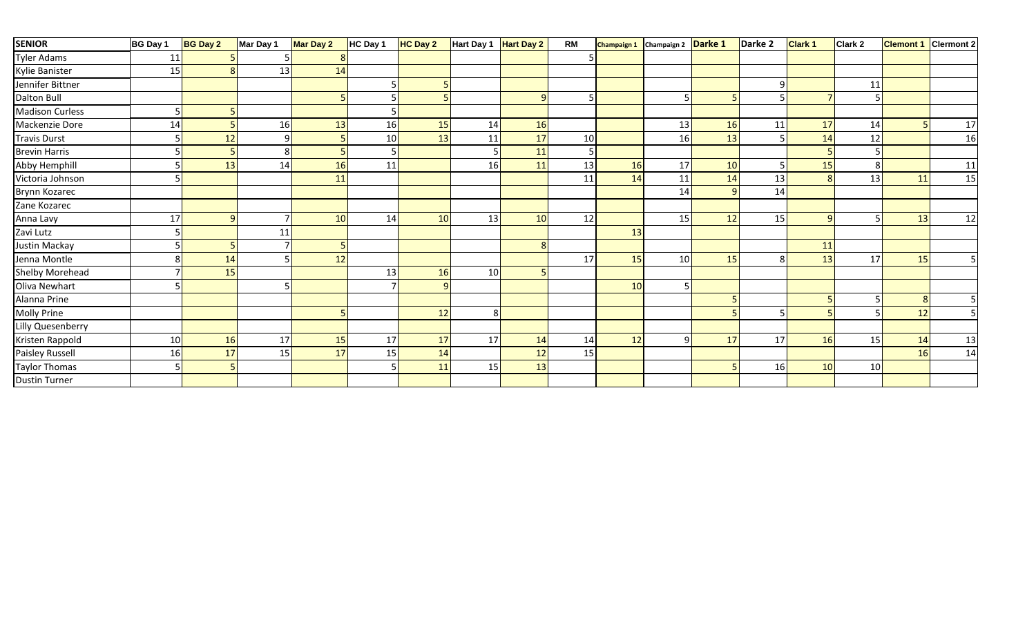| SENIOR | BG Day 1 | BG Day 2 | Mar Day 1 | Mar Day 2 | HC Day 1 | HC Day 2 | Hart Day 1 | Hart Day 2 | RM | Champaign 1 | Champaign 2 | Darke 1 | Darke 2 | Clark 1 | Clark 2 | Clemont 1 | Clermont 2 |
|---|---|---|---|---|---|---|---|---|---|---|---|---|---|---|---|---|---|
| Tyler Adams | 11 | 5 | 5 | 8 | | | | | 5 | | | | | | | | |
| Kylie Banister | 15 | 8 | 13 | 14 | | | | | | | | | | | | | |
| Jennifer Bittner | | | | | 5 | 5 | | | | | | | 9 | | 11 | | |
| Dalton Bull | | | | 5 | 5 | 5 | | 9 | 5 | | 5 | 5 | 5 | 7 | 5 | | |
| Madison Curless | 5 | 5 | | | 5 | | | | | | | | | | | | |
| Mackenzie Dore | 14 | 5 | 16 | 13 | 16 | 15 | 14 | 16 | | | 13 | 16 | 11 | 17 | 14 | 5 | 17 |
| Travis Durst | 5 | 12 | 9 | 5 | 10 | 13 | 11 | 17 | 10 | | 16 | 13 | 5 | 14 | 12 | | 16 |
| Brevin Harris | 5 | 5 | 8 | 5 | 5 | | 5 | 11 | 5 | | | | | 5 | 5 | | |
| Abby Hemphill | 5 | 13 | 14 | 16 | 11 | | 16 | 11 | 13 | 16 | 17 | 10 | 5 | 15 | 8 | | 11 |
| Victoria Johnson | 5 | | | 11 | | | | | 11 | 14 | 11 | 14 | 13 | 8 | 13 | 11 | 15 |
| Brynn Kozarec | | | | | | | | | | | 14 | 9 | 14 | | | | |
| Zane Kozarec | | | | | | | | | | | | | | | | | |
| Anna Lavy | 17 | 9 | 7 | 10 | 14 | 10 | 13 | 10 | 12 | | 15 | 12 | 15 | 9 | 5 | 13 | 12 |
| Zavi Lutz | 5 | | 11 | | | | | | | 13 | | | | | | | |
| Justin Mackay | 5 | 5 | 7 | 5 | | | | 8 | | | | | | 11 | | | |
| Jenna Montle | 8 | 14 | 5 | 12 | | | | | 17 | 15 | 10 | 15 | 8 | 13 | 17 | 15 | 5 |
| Shelby Morehead | 7 | 15 | | | 13 | 16 | 10 | 5 | | | | | | | | | |
| Oliva Newhart | 5 | | 5 | | 7 | 9 | | | | 10 | 5 | | | | | | |
| Alanna Prine | | | | | | | | | | | | 5 | | 5 | 5 | 8 | 5 |
| Molly Prine | | | | 5 | | 12 | 8 | | | | | 5 | 5 | 5 | 5 | 12 | 5 |
| Lilly Quesenberry | | | | | | | | | | | | | | | | | |
| Kristen Rappold | 10 | 16 | 17 | 15 | 17 | 17 | 17 | 14 | 14 | 12 | 9 | 17 | 17 | 16 | 15 | 14 | 13 |
| Paisley Russell | 16 | 17 | 15 | 17 | 15 | 14 | | 12 | 15 | | | | | | | 16 | 14 |
| Taylor Thomas | 5 | 5 | | | 5 | 11 | 15 | 13 | | | | 5 | 16 | 10 | 10 | | |
| Dustin Turner | | | | | | | | | | | | | | | | | |